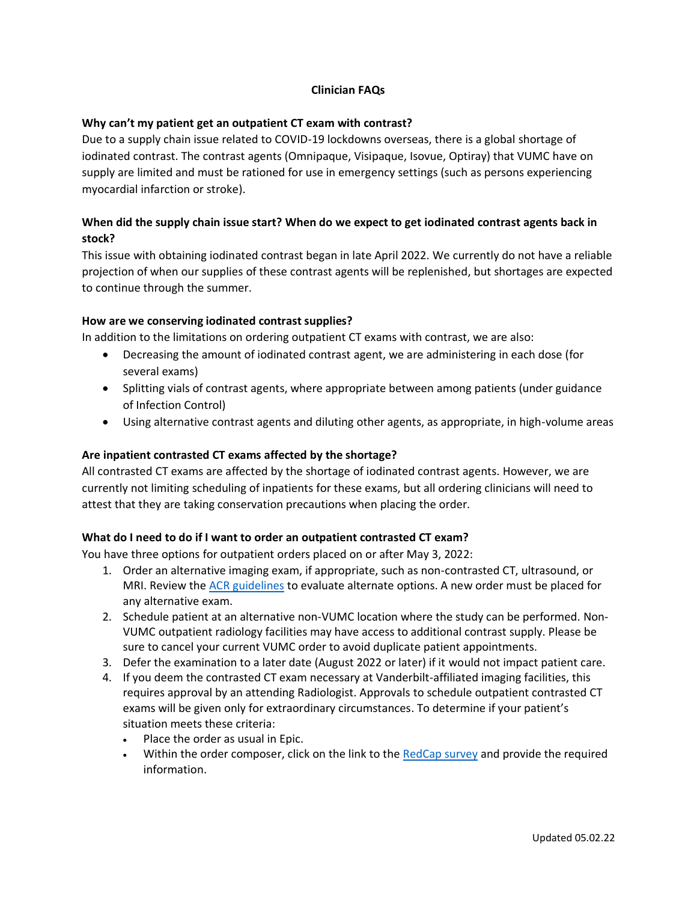# Clinician FAQs

**Why can't my patient get an outpatient CT exam with contrast?**

Due to a supply chain issue related to COVID-19 lockdowns overseas, there is a global shortage of iodinated contrast. The contrast agents (Omnipaque, Visipaque, Isovue, Optiray) that VUMC have on supply are limited and must be rationed for use in emergency settings (such as persons experiencing myocardial infarction or stroke).

**When did the supply chain issue start? When do we expect to get iodinated contrast agents back in stock?**

This issue with obtaining iodinated contrast began in late April 2022. We currently do not have a reliable projection of when our supplies of these contrast agents will be replenished, but shortages are expected to continue through the summer.

**How are we conserving iodinated contrast supplies?**

In addition to the limitations on ordering outpatient CT exams with contrast, we are also:

- Decreasing the amount of iodinated contrast agent, we are administering in each dose (for several exams)
- Splitting vials of contrast agents, where appropriate between among patients (under guidance of Infection Control)
- Using alternative contrast agents and diluting other agents, as appropriate, in high-volume areas

**Are inpatient contrasted CT exams affected by the shortage?**

All contrasted CT exams are affected by the shortage of iodinated contrast agents. However, we are currently not limiting scheduling of inpatients for these exams, but all ordering clinicians will need to attest that they are taking conservation precautions when placing the order.

**What do I need to do if I want to order an outpatient contrasted CT exam?**

You have three options for outpatient orders placed on or after May 3, 2022:

1. Order an alternative imaging exam, if appropriate, such as non-contrasted CT, ultrasound, or MRI. Review the ACR guidelines to evaluate alternate options. A new order must be placed for any alternative exam.
2. Schedule patient at an alternative non-VUMC location where the study can be performed. Non-VUMC outpatient radiology facilities may have access to additional contrast supply. Please be sure to cancel your current VUMC order to avoid duplicate patient appointments.
3. Defer the examination to a later date (August 2022 or later) if it would not impact patient care.
4. If you deem the contrasted CT exam necessary at Vanderbilt-affiliated imaging facilities, this requires approval by an attending Radiologist. Approvals to schedule outpatient contrasted CT exams will be given only for extraordinary circumstances. To determine if your patient's situation meets these criteria:
   - Place the order as usual in Epic.
   - Within the order composer, click on the link to the RedCap survey and provide the required information.

Updated 05.02.22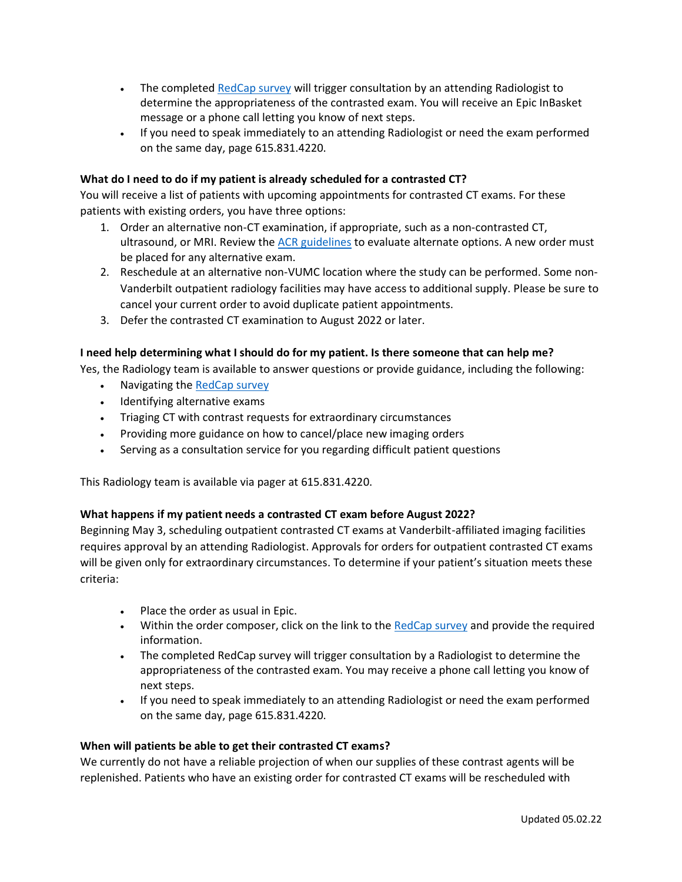- The completed [RedCap survey]() will trigger consultation by an attending Radiologist to determine the appropriateness of the contrasted exam. You will receive an Epic InBasket message or a phone call letting you know of next steps.
- If you need to speak immediately to an attending Radiologist or need the exam performed on the same day, page 615.831.4220.

**What do I need to do if my patient is already scheduled for a contrasted CT?**

You will receive a list of patients with upcoming appointments for contrasted CT exams. For these patients with existing orders, you have three options:

1. Order an alternative non-CT examination, if appropriate, such as a non-contrasted CT, ultrasound, or MRI. Review the [ACR guidelines]() to evaluate alternate options. A new order must be placed for any alternative exam.
2. Reschedule at an alternative non-VUMC location where the study can be performed. Some non-Vanderbilt outpatient radiology facilities may have access to additional supply. Please be sure to cancel your current order to avoid duplicate patient appointments.
3. Defer the contrasted CT examination to August 2022 or later.

**I need help determining what I should do for my patient. Is there someone that can help me?**

Yes, the Radiology team is available to answer questions or provide guidance, including the following:

- Navigating the [RedCap survey]()
- Identifying alternative exams
- Triaging CT with contrast requests for extraordinary circumstances
- Providing more guidance on how to cancel/place new imaging orders
- Serving as a consultation service for you regarding difficult patient questions

This Radiology team is available via pager at 615.831.4220.

**What happens if my patient needs a contrasted CT exam before August 2022?**

Beginning May 3, scheduling outpatient contrasted CT exams at Vanderbilt-affiliated imaging facilities requires approval by an attending Radiologist. Approvals for orders for outpatient contrasted CT exams will be given only for extraordinary circumstances. To determine if your patient's situation meets these criteria:

- Place the order as usual in Epic.
- Within the order composer, click on the link to the [RedCap survey]() and provide the required information.
- The completed RedCap survey will trigger consultation by a Radiologist to determine the appropriateness of the contrasted exam. You may receive a phone call letting you know of next steps.
- If you need to speak immediately to an attending Radiologist or need the exam performed on the same day, page 615.831.4220.

**When will patients be able to get their contrasted CT exams?**

We currently do not have a reliable projection of when our supplies of these contrast agents will be replenished. Patients who have an existing order for contrasted CT exams will be rescheduled with

Updated 05.02.22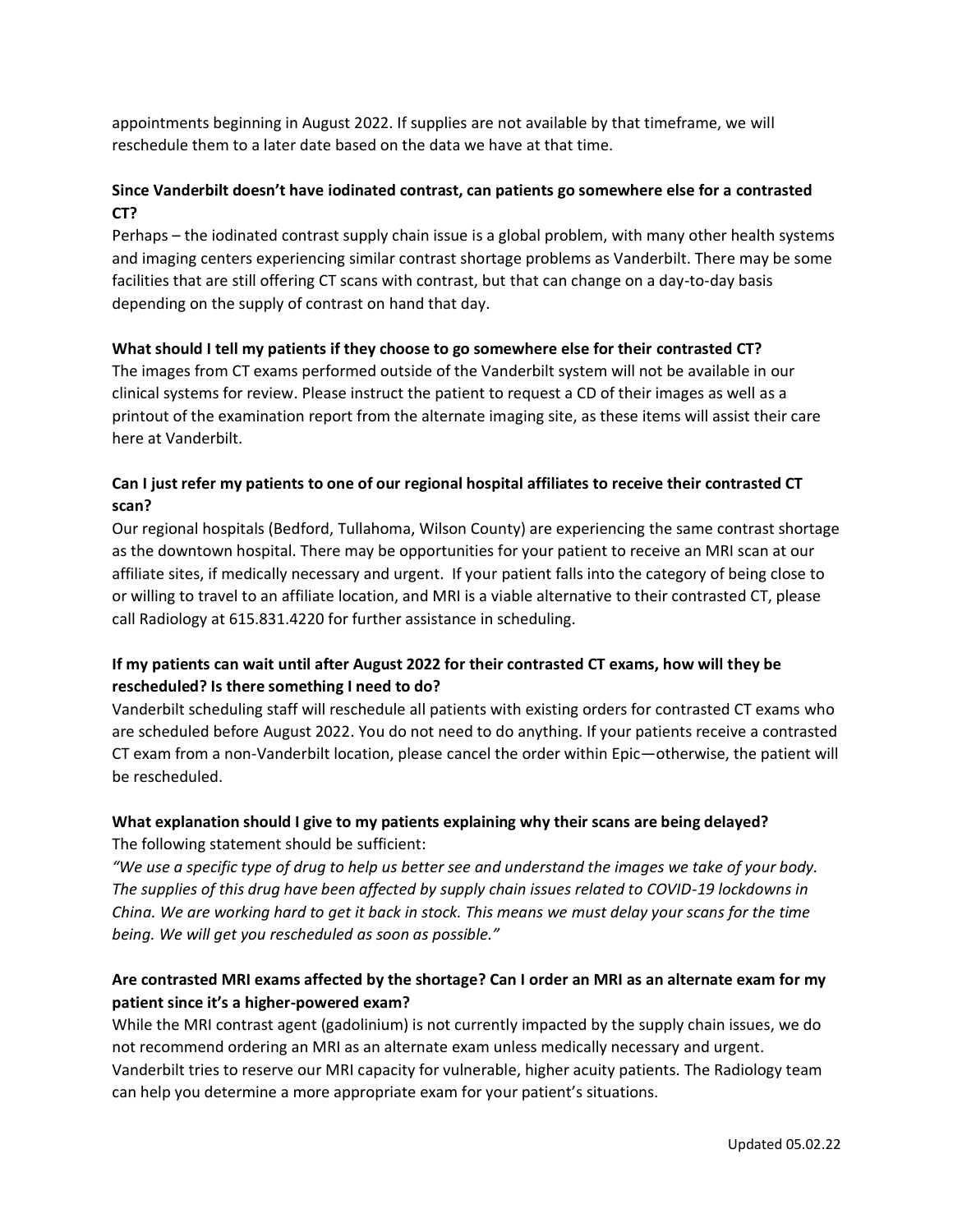appointments beginning in August 2022. If supplies are not available by that timeframe, we will reschedule them to a later date based on the data we have at that time.

**Since Vanderbilt doesn't have iodinated contrast, can patients go somewhere else for a contrasted CT?**

Perhaps – the iodinated contrast supply chain issue is a global problem, with many other health systems and imaging centers experiencing similar contrast shortage problems as Vanderbilt. There may be some facilities that are still offering CT scans with contrast, but that can change on a day-to-day basis depending on the supply of contrast on hand that day.

**What should I tell my patients if they choose to go somewhere else for their contrasted CT?**

The images from CT exams performed outside of the Vanderbilt system will not be available in our clinical systems for review. Please instruct the patient to request a CD of their images as well as a printout of the examination report from the alternate imaging site, as these items will assist their care here at Vanderbilt.

**Can I just refer my patients to one of our regional hospital affiliates to receive their contrasted CT scan?**

Our regional hospitals (Bedford, Tullahoma, Wilson County) are experiencing the same contrast shortage as the downtown hospital. There may be opportunities for your patient to receive an MRI scan at our affiliate sites, if medically necessary and urgent. If your patient falls into the category of being close to or willing to travel to an affiliate location, and MRI is a viable alternative to their contrasted CT, please call Radiology at 615.831.4220 for further assistance in scheduling.

**If my patients can wait until after August 2022 for their contrasted CT exams, how will they be rescheduled? Is there something I need to do?**

Vanderbilt scheduling staff will reschedule all patients with existing orders for contrasted CT exams who are scheduled before August 2022. You do not need to do anything. If your patients receive a contrasted CT exam from a non-Vanderbilt location, please cancel the order within Epic—otherwise, the patient will be rescheduled.

**What explanation should I give to my patients explaining why their scans are being delayed?**

The following statement should be sufficient:

*"We use a specific type of drug to help us better see and understand the images we take of your body. The supplies of this drug have been affected by supply chain issues related to COVID-19 lockdowns in China. We are working hard to get it back in stock. This means we must delay your scans for the time being. We will get you rescheduled as soon as possible."*

**Are contrasted MRI exams affected by the shortage? Can I order an MRI as an alternate exam for my patient since it's a higher-powered exam?**

While the MRI contrast agent (gadolinium) is not currently impacted by the supply chain issues, we do not recommend ordering an MRI as an alternate exam unless medically necessary and urgent. Vanderbilt tries to reserve our MRI capacity for vulnerable, higher acuity patients. The Radiology team can help you determine a more appropriate exam for your patient's situations.

Updated 05.02.22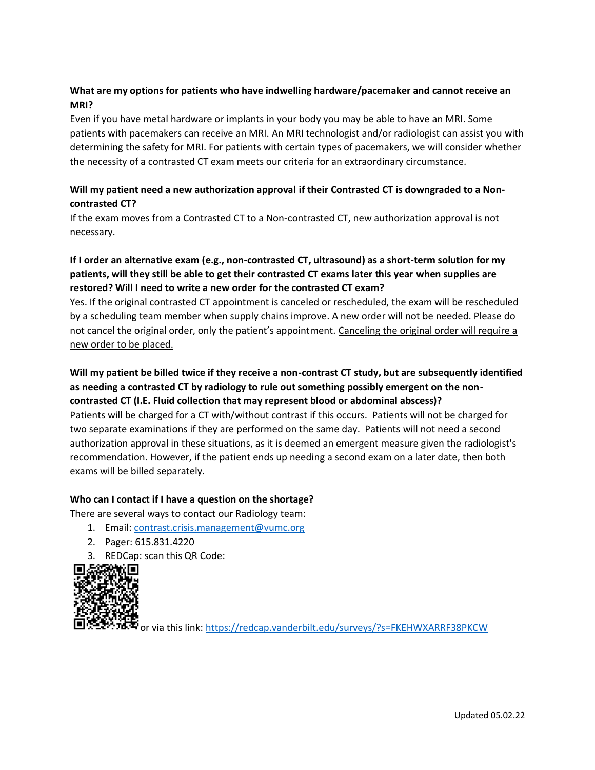**What are my options for patients who have indwelling hardware/pacemaker and cannot receive an MRI?**

Even if you have metal hardware or implants in your body you may be able to have an MRI. Some patients with pacemakers can receive an MRI. An MRI technologist and/or radiologist can assist you with determining the safety for MRI. For patients with certain types of pacemakers, we will consider whether the necessity of a contrasted CT exam meets our criteria for an extraordinary circumstance.

**Will my patient need a new authorization approval if their Contrasted CT is downgraded to a Non-contrasted CT?**

If the exam moves from a Contrasted CT to a Non-contrasted CT, new authorization approval is not necessary.

**If I order an alternative exam (e.g., non-contrasted CT, ultrasound) as a short-term solution for my patients, will they still be able to get their contrasted CT exams later this year when supplies are restored? Will I need to write a new order for the contrasted CT exam?**

Yes. If the original contrasted CT appointment is canceled or rescheduled, the exam will be rescheduled by a scheduling team member when supply chains improve. A new order will not be needed. Please do not cancel the original order, only the patient's appointment. Canceling the original order will require a new order to be placed.

**Will my patient be billed twice if they receive a non-contrast CT study, but are subsequently identified as needing a contrasted CT by radiology to rule out something possibly emergent on the non-contrasted CT (I.E. Fluid collection that may represent blood or abdominal abscess)?**

Patients will be charged for a CT with/without contrast if this occurs. Patients will not be charged for two separate examinations if they are performed on the same day. Patients will not need a second authorization approval in these situations, as it is deemed an emergent measure given the radiologist's recommendation. However, if the patient ends up needing a second exam on a later date, then both exams will be billed separately.

**Who can I contact if I have a question on the shortage?**

There are several ways to contact our Radiology team:

1. Email: contrast.crisis.management@vumc.org
2. Pager: 615.831.4220
3. REDCap: scan this QR Code:

or via this link: https://redcap.vanderbilt.edu/surveys/?s=FKEHWXARRF38PKCW

Updated 05.02.22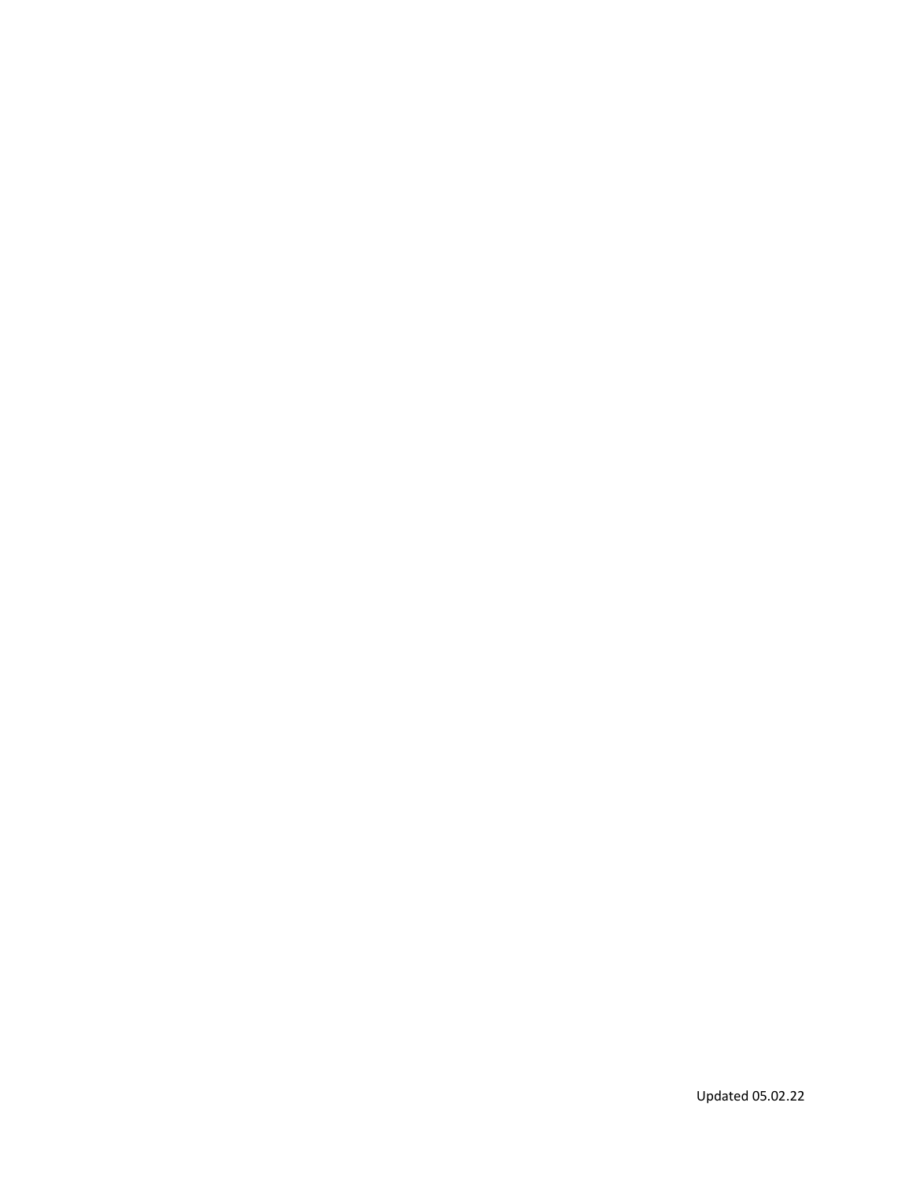Updated 05.02.22